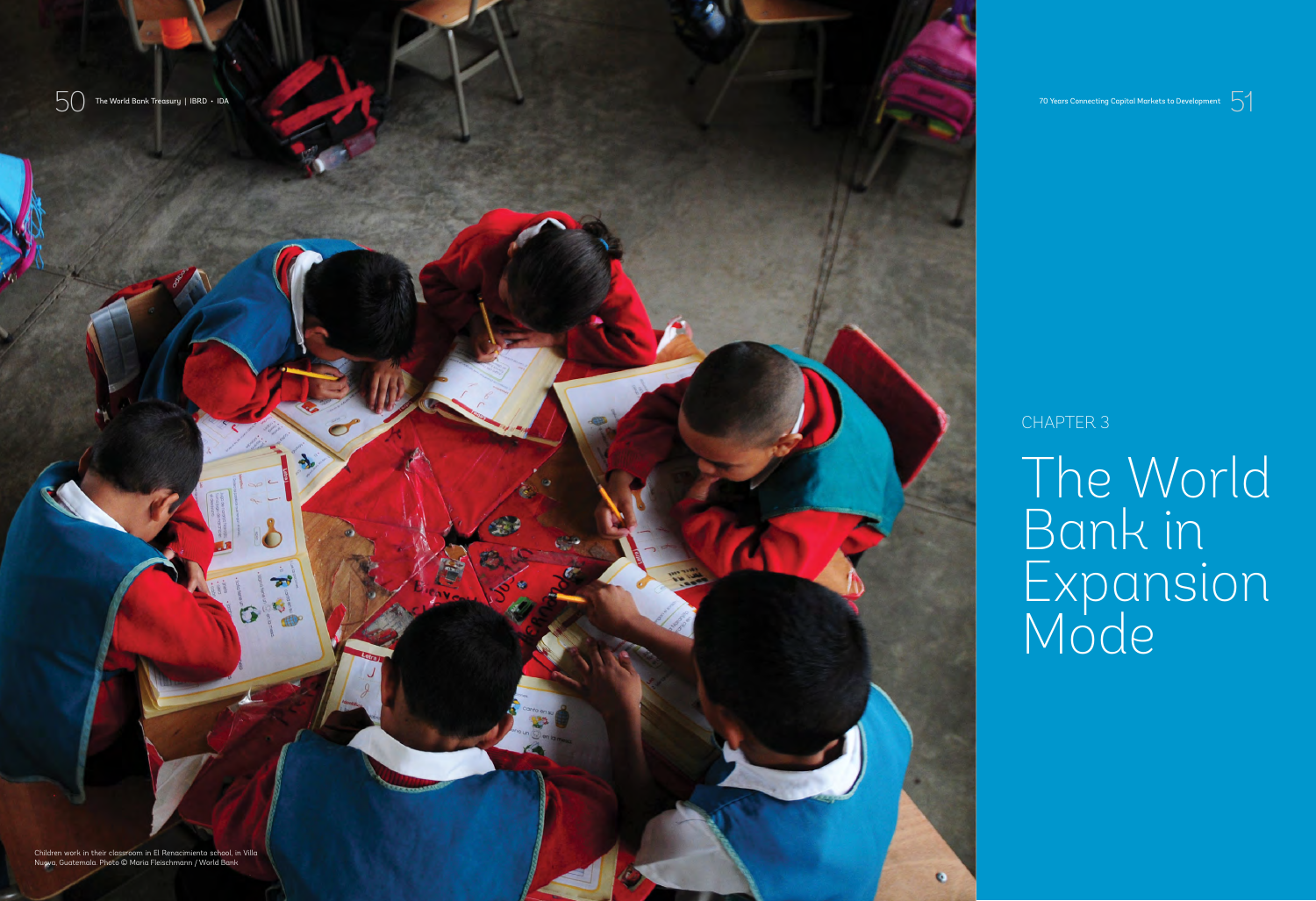Children work in their classroom in El Renacimiento school, in Villa Nueva, Guatemala. Photo © Maria Fleischmann / World Bank

CHAPTER 3

# The World Bank in Expansion Mode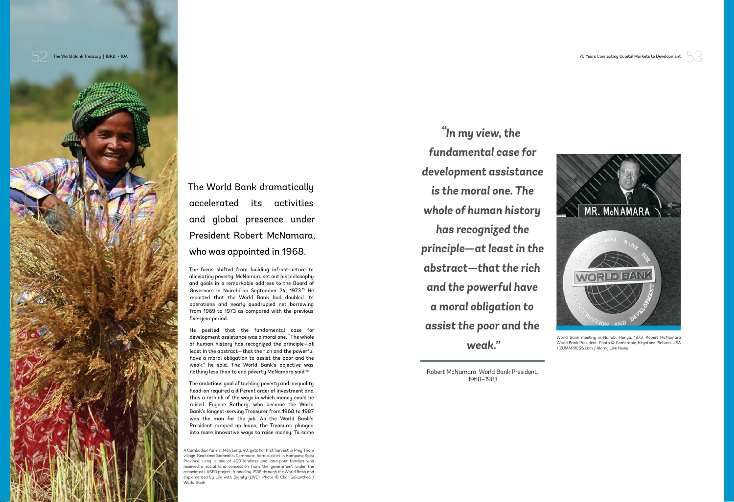## The World Bank dramatically accelerated its activities and global presence under President Robert McNamara, who was appointed in 1968.

The focus shifted from building infrastructure to alleviating poverty. McNamara set out his philosophy and goals in a remarkable address to the Board of Governors in Nairobi on September 24, 1973.[15] He reported that the World Bank had doubled its operations and nearly quadrupled net borrowing from 1969 to 1973 as compared with the previous five-year period.

He posited that the fundamental case for development assistance was a moral one. "The whole of human history has recognized the principle—at least in the abstract—that the rich and the powerful have a moral obligation to assist the poor and the weak," he said. The World Bank's objective was nothing less than to end poverty McNamara said.[16]

The ambitious goal of tackling poverty and inequality head-on required a different order of investment and thus a rethink of the ways in which money could be raised. Eugene Rotberg, who became the World Bank's longest-serving Treasurer from 1968 to 1987, was the man for the job. As the World Bank's President ramped up loans, the Treasurer plunged into more innovative ways to raise money. To some

A Cambodian farmer Men Leng, 40, gets her first harvest in Prey Thom village, Reaksmei Sameakki Commune, Aoral district in Kampong Speu Province. Leng is one of 400 landless and land-poor families who received a social land concession from the government under the associated LASED project, funded by JSDF through the World Bank and implemented by Life with Dignity (LWD). Photo © Chor Sokunthea / World Bank

> *"In my view, the fundamental case for development assistance is the moral one. The whole of human history has recognized the principle—at least in the abstract—that the rich and the powerful have a moral obligation to assist the poor and the weak."*

Robert McNamara, World Bank President, 1968–1981

World Bank meeting in Nairobi, Kenya, 1973, Robert McNamara World Bank President. Photo © Camerapix, Keystone Pictures USA / ZUMAPRESS.com / Alamy Live News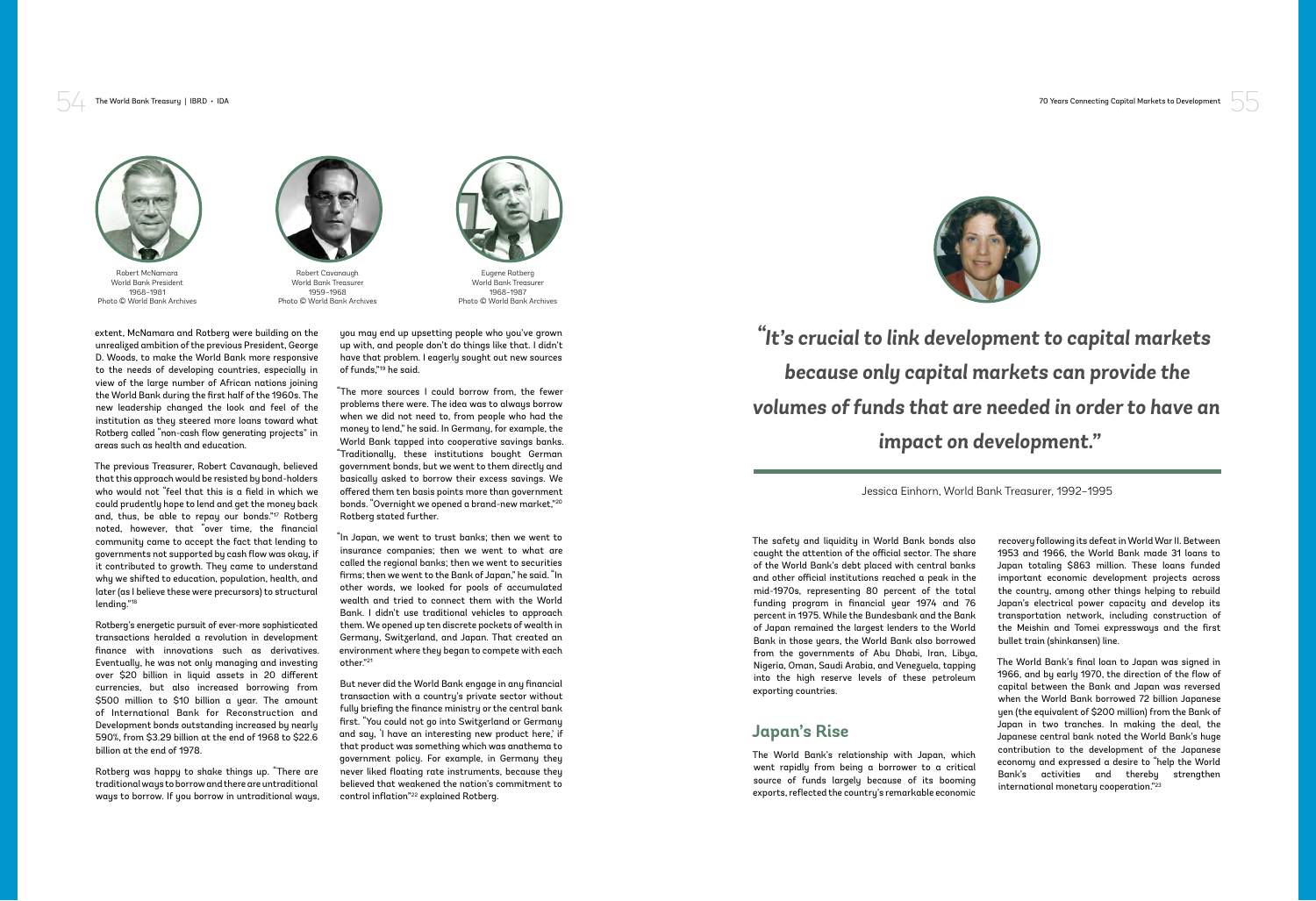Robert McNamara
World Bank President
1968–1981
Photo © World Bank Archives

Robert Cavanaugh
World Bank Treasurer
1959–1968
Photo © World Bank Archives

Eugene Rotberg
World Bank Treasurer
1968–1987
Photo © World Bank Archives

extent, McNamara and Rotberg were building on the unrealized ambition of the previous President, George D. Woods, to make the World Bank more responsive to the needs of developing countries, especially in view of the large number of African nations joining the World Bank during the first half of the 1960s. The new leadership changed the look and feel of the institution as they steered more loans toward what Rotberg called "non-cash flow generating projects" in areas such as health and education.

The previous Treasurer, Robert Cavanaugh, believed that this approach would be resisted by bond-holders who would not "feel that this is a field in which we could prudently hope to lend and get the money back and, thus, be able to repay our bonds."[17] Rotberg noted, however, that "over time, the financial community came to accept the fact that lending to governments not supported by cash flow was okay, if it contributed to growth. They came to understand why we shifted to education, population, health, and later (as I believe these were precursors) to structural lending."[18]

Rotberg's energetic pursuit of ever-more sophisticated transactions heralded a revolution in development finance with innovations such as derivatives. Eventually, he was not only managing and investing over $20 billion in liquid assets in 20 different currencies, but also increased borrowing from $500 million to $10 billion a year. The amount of International Bank for Reconstruction and Development bonds outstanding increased by nearly 590%, from $3.29 billion at the end of 1968 to $22.6 billion at the end of 1978.

Rotberg was happy to shake things up. "There are traditional ways to borrow and there are untraditional ways to borrow. If you borrow in untraditional ways, you may end up upsetting people who you've grown up with, and people don't do things like that. I didn't have that problem. I eagerly sought out new sources of funds,"[19] he said.

"The more sources I could borrow from, the fewer problems there were. The idea was to always borrow when we did not need to, from people who had the money to lend," he said. In Germany, for example, the World Bank tapped into cooperative savings banks. "Traditionally, these institutions bought German government bonds, but we went to them directly and basically asked to borrow their excess savings. We offered them ten basis points more than government bonds. "Overnight we opened a brand-new market,"[20] Rotberg stated further.

"In Japan, we went to trust banks; then we went to insurance companies; then we went to what are called the regional banks; then we went to securities firms; then we went to the Bank of Japan," he said. "In other words, we looked for pools of accumulated wealth and tried to connect them with the World Bank. I didn't use traditional vehicles to approach them. We opened up ten discrete pockets of wealth in Germany, Switzerland, and Japan. That created an environment where they began to compete with each other."[21]

But never did the World Bank engage in any financial transaction with a country's private sector without fully briefing the finance ministry or the central bank first. "You could not go into Switzerland or Germany and say, 'I have an interesting new product here,' if that product was something which was anathema to government policy. For example, in Germany they never liked floating rate instruments, because they believed that weakened the nation's commitment to control inflation"[22] explained Rotberg.

> ***"It's crucial to link development to capital markets because only capital markets can provide the volumes of funds that are needed in order to have an impact on development."***
>
> Jessica Einhorn, World Bank Treasurer, 1992–1995

The safety and liquidity in World Bank bonds also caught the attention of the official sector. The share of the World Bank's debt placed with central banks and other official institutions reached a peak in the mid-1970s, representing 80 percent of the total funding program in financial year 1974 and 76 percent in 1975. While the Bundesbank and the Bank of Japan remained the largest lenders to the World Bank in those years, the World Bank also borrowed from the governments of Abu Dhabi, Iran, Libya, Nigeria, Oman, Saudi Arabia, and Venezuela, tapping into the high reserve levels of these petroleum exporting countries.

## Japan's Rise

The World Bank's relationship with Japan, which went rapidly from being a borrower to a critical source of funds largely because of its booming exports, reflected the country's remarkable economic recovery following its defeat in World War II. Between 1953 and 1966, the World Bank made 31 loans to Japan totaling $863 million. These loans funded important economic development projects across the country, among other things helping to rebuild Japan's electrical power capacity and develop its transportation network, including construction of the Meishin and Tomei expressways and the first bullet train (shinkansen) line.

The World Bank's final loan to Japan was signed in 1966, and by early 1970, the direction of the flow of capital between the Bank and Japan was reversed when the World Bank borrowed 72 billion Japanese yen (the equivalent of $200 million) from the Bank of Japan in two tranches. In making the deal, the Japanese central bank noted the World Bank's huge contribution to the development of the Japanese economy and expressed a desire to "help the World Bank's activities and thereby strengthen international monetary cooperation."[23]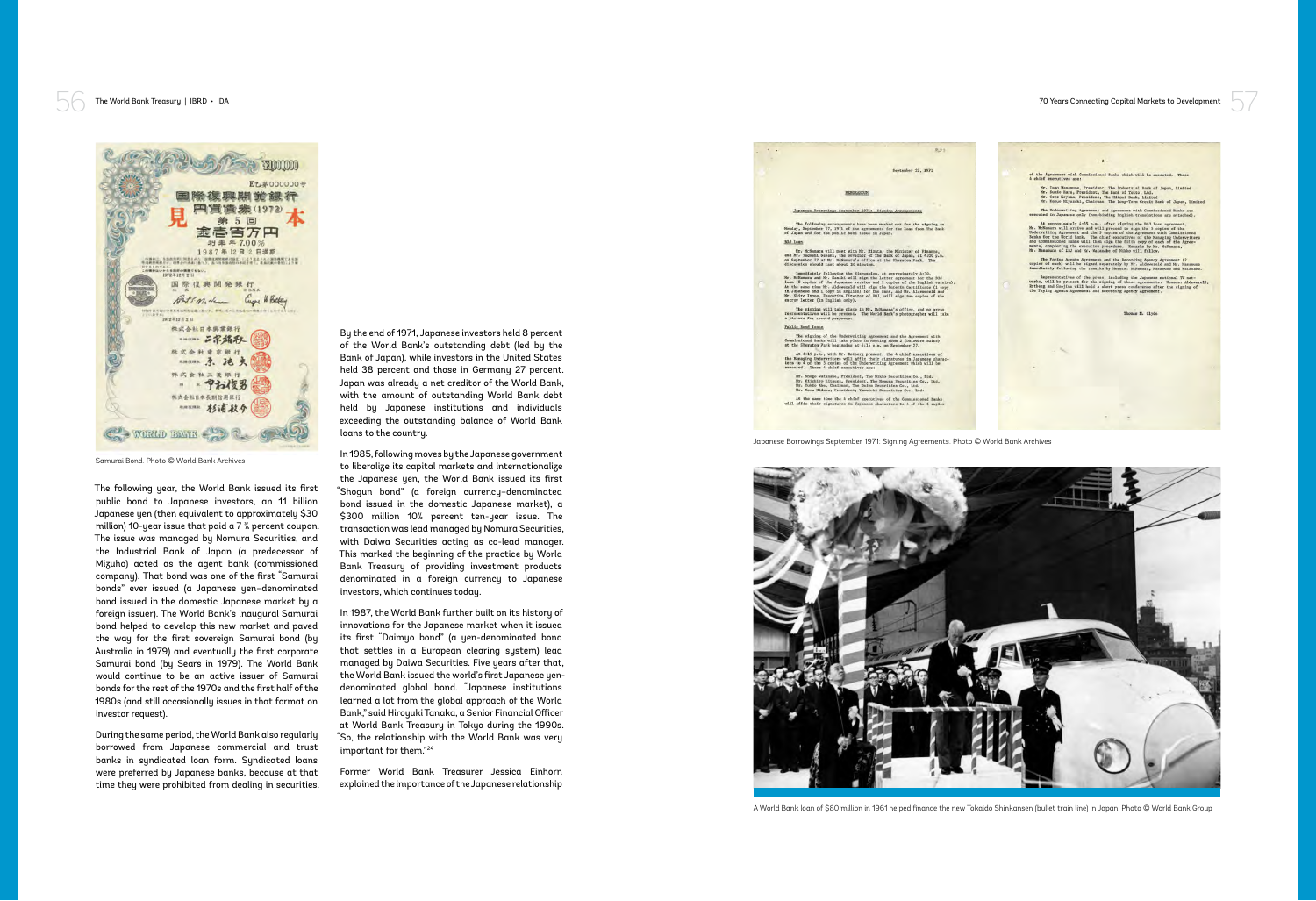Samurai Bond. Photo © World Bank Archives

The following year, the World Bank issued its first public bond to Japanese investors, an 11 billion Japanese yen (then equivalent to approximately $30 million) 10-year issue that paid a 7 ¾ percent coupon. The issue was managed by Nomura Securities, and the Industrial Bank of Japan (a predecessor of Mizuho) acted as the agent bank (commissioned company). That bond was one of the first "Samurai bonds" ever issued (a Japanese yen-denominated bond issued in the domestic Japanese market by a foreign issuer). The World Bank's inaugural Samurai bond helped to develop this new market and paved the way for the first sovereign Samurai bond (by Australia in 1979) and eventually the first corporate Samurai bond (by Sears in 1979). The World Bank would continue to be an active issuer of Samurai bonds for the rest of the 1970s and the first half of the 1980s (and still occasionally issues in that format on investor request).

During the same period, the World Bank also regularly borrowed from Japanese commercial and trust banks in syndicated loan form. Syndicated loans were preferred by Japanese banks, because at that time they were prohibited from dealing in securities. By the end of 1971, Japanese investors held 8 percent of the World Bank's outstanding debt (led by the Bank of Japan), while investors in the United States held 38 percent and those in Germany 27 percent. Japan was already a net creditor of the World Bank, with the amount of outstanding World Bank debt held by Japanese institutions and individuals exceeding the outstanding balance of World Bank loans to the country.

In 1985, following moves by the Japanese government to liberalize its capital markets and internationalize the Japanese yen, the World Bank issued its first "Shogun bond" (a foreign currency-denominated bond issued in the domestic Japanese market), a $300 million 10¾ percent ten-year issue. The transaction was lead managed by Nomura Securities, with Daiwa Securities acting as co-lead manager. This marked the beginning of the practice by World Bank Treasury of providing investment products denominated in a foreign currency to Japanese investors, which continues today.

In 1987, the World Bank further built on its history of innovations for the Japanese market when it issued its first "Daimyo bond" (a yen-denominated bond that settles in a European clearing system) lead managed by Daiwa Securities. Five years after that, the World Bank issued the world's first Japanese yen-denominated global bond. "Japanese institutions learned a lot from the global approach of the World Bank," said Hiroyuki Tanaka, a Senior Financial Officer at World Bank Treasury in Tokyo during the 1990s. "So, the relationship with the World Bank was very important for them."[24]

Former World Bank Treasurer Jessica Einhorn explained the importance of the Japanese relationship

Japanese Borrowings September 1971: Signing Agreements. Photo © World Bank Archives

A World Bank loan of $80 million in 1961 helped finance the new Tokaido Shinkansen (bullet train line) in Japan. Photo © World Bank Group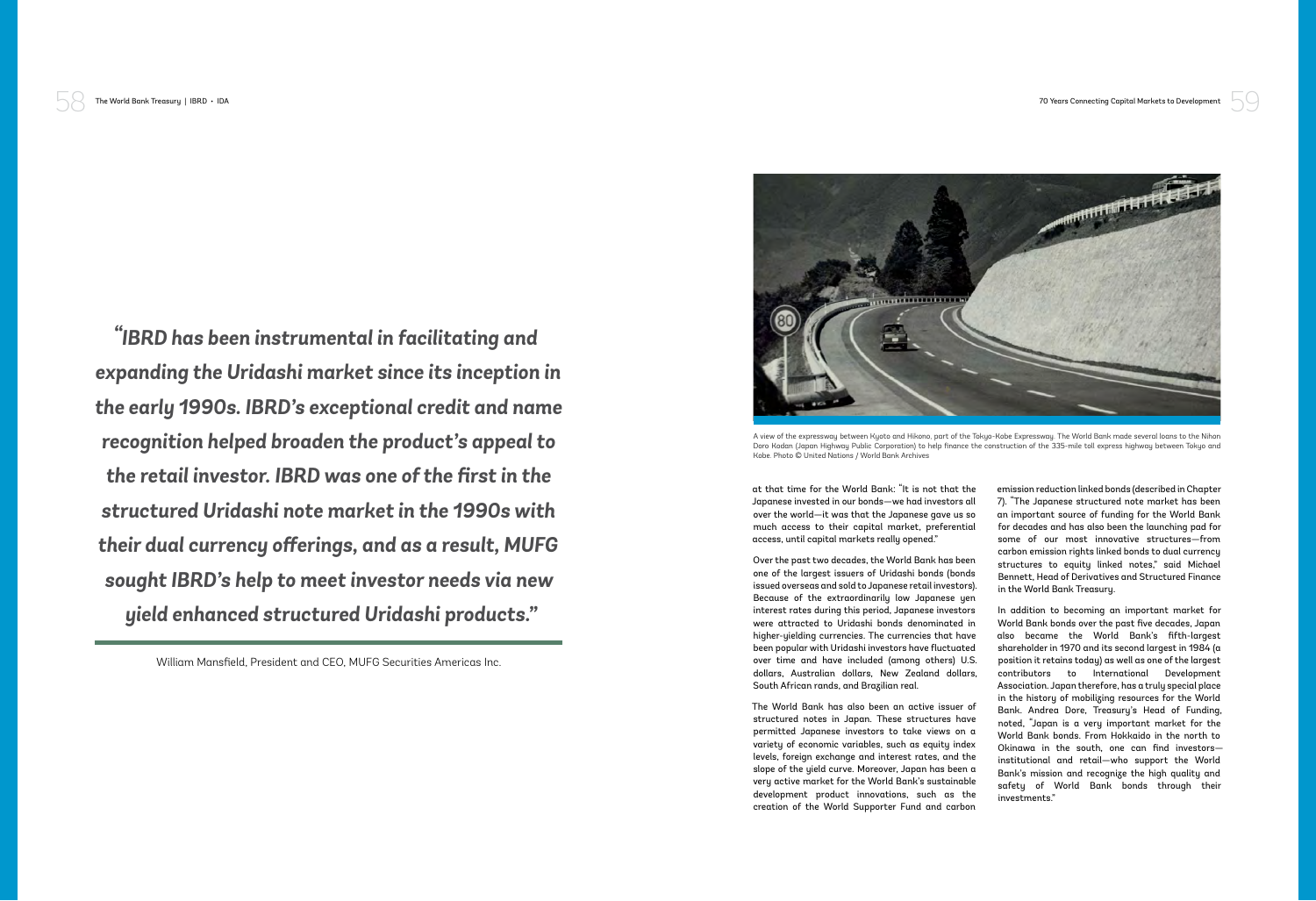*"IBRD has been instrumental in facilitating and expanding the Uridashi market since its inception in the early 1990s. IBRD's exceptional credit and name recognition helped broaden the product's appeal to the retail investor. IBRD was one of the first in the structured Uridashi note market in the 1990s with their dual currency offerings, and as a result, MUFG sought IBRD's help to meet investor needs via new yield enhanced structured Uridashi products."*

William Mansfield, President and CEO, MUFG Securities Americas Inc.

A view of the expressway between Kyoto and Hikono, part of the Tokyo-Kobe Expressway. The World Bank made several loans to the Nihon Doro Kodan (Japan Highway Public Corporation) to help finance the construction of the 335-mile toll express highway between Tokyo and Kobe. Photo © United Nations / World Bank Archives

at that time for the World Bank: "It is not that the Japanese invested in our bonds—we had investors all over the world—it was that the Japanese gave us so much access to their capital market, preferential access, until capital markets really opened."

Over the past two decades, the World Bank has been one of the largest issuers of Uridashi bonds (bonds issued overseas and sold to Japanese retail investors). Because of the extraordinarily low Japanese yen interest rates during this period, Japanese investors were attracted to Uridashi bonds denominated in higher-yielding currencies. The currencies that have been popular with Uridashi investors have fluctuated over time and have included (among others) U.S. dollars, Australian dollars, New Zealand dollars, South African rands, and Brazilian real.

The World Bank has also been an active issuer of structured notes in Japan. These structures have permitted Japanese investors to take views on a variety of economic variables, such as equity index levels, foreign exchange and interest rates, and the slope of the yield curve. Moreover, Japan has been a very active market for the World Bank's sustainable development product innovations, such as the creation of the World Supporter Fund and carbon emission reduction linked bonds (described in Chapter 7). "The Japanese structured note market has been an important source of funding for the World Bank for decades and has also been the launching pad for some of our most innovative structures—from carbon emission rights linked bonds to dual currency structures to equity linked notes," said Michael Bennett, Head of Derivatives and Structured Finance in the World Bank Treasury.

In addition to becoming an important market for World Bank bonds over the past five decades, Japan also became the World Bank's fifth-largest shareholder in 1970 and its second largest in 1984 (a position it retains today) as well as one of the largest contributors to International Development Association. Japan therefore, has a truly special place in the history of mobilizing resources for the World Bank. Andrea Dore, Treasury's Head of Funding, noted, "Japan is a very important market for the World Bank bonds. From Hokkaido in the north to Okinawa in the south, one can find investors—institutional and retail—who support the World Bank's mission and recognize the high quality and safety of World Bank bonds through their investments."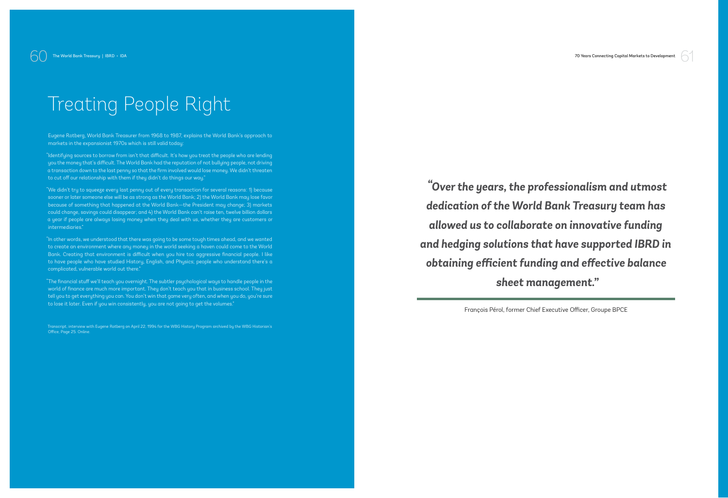# Treating People Right

Eugene Rotberg, World Bank Treasurer from 1968 to 1987, explains the World Bank's approach to markets in the expansionist 1970s which is still valid today:

"Identifying sources to borrow from isn't that difficult. It's how you treat the people who are lending you the money that's difficult. The World Bank had the reputation of not bullying people, not driving a transaction down to the last penny so that the firm involved would lose money. We didn't threaten to cut off our relationship with them if they didn't do things our way."

"We didn't try to squeeze every last penny out of every transaction for several reasons: 1) because sooner or later someone else will be as strong as the World Bank; 2) the World Bank may lose favor because of something that happened at the World Bank—the President may change; 3) markets could change, savings could disappear; and 4) the World Bank can't raise ten, twelve billion dollars a year if people are always losing money when they deal with us, whether they are customers or intermediaries."

"In other words, we understood that there was going to be some tough times ahead, and we wanted to create an environment where any money in the world seeking a haven could come to the World Bank. Creating that environment is difficult when you hire too aggressive financial people. I like to have people who have studied History, English, and Physics; people who understand there's a complicated, vulnerable world out there."

"The financial stuff we'll teach you overnight. The subtler psychological ways to handle people in the world of finance are much more important. They don't teach you that in business school. They just tell you to get everything you can. You don't win that game very often, and when you do, you're sure to lose it later. Even if you win consistently, you are not going to get the volumes."

Transcript, interview with Eugene Rotberg on April 22, 1994 for the WBG History Program archived by the WBG Historian's Office. Page 25. Online.

***"Over the years, the professionalism and utmost dedication of the World Bank Treasury team has allowed us to collaborate on innovative funding and hedging solutions that have supported IBRD in obtaining efficient funding and effective balance sheet management."***

François Pérol, former Chief Executive Officer, Groupe BPCE